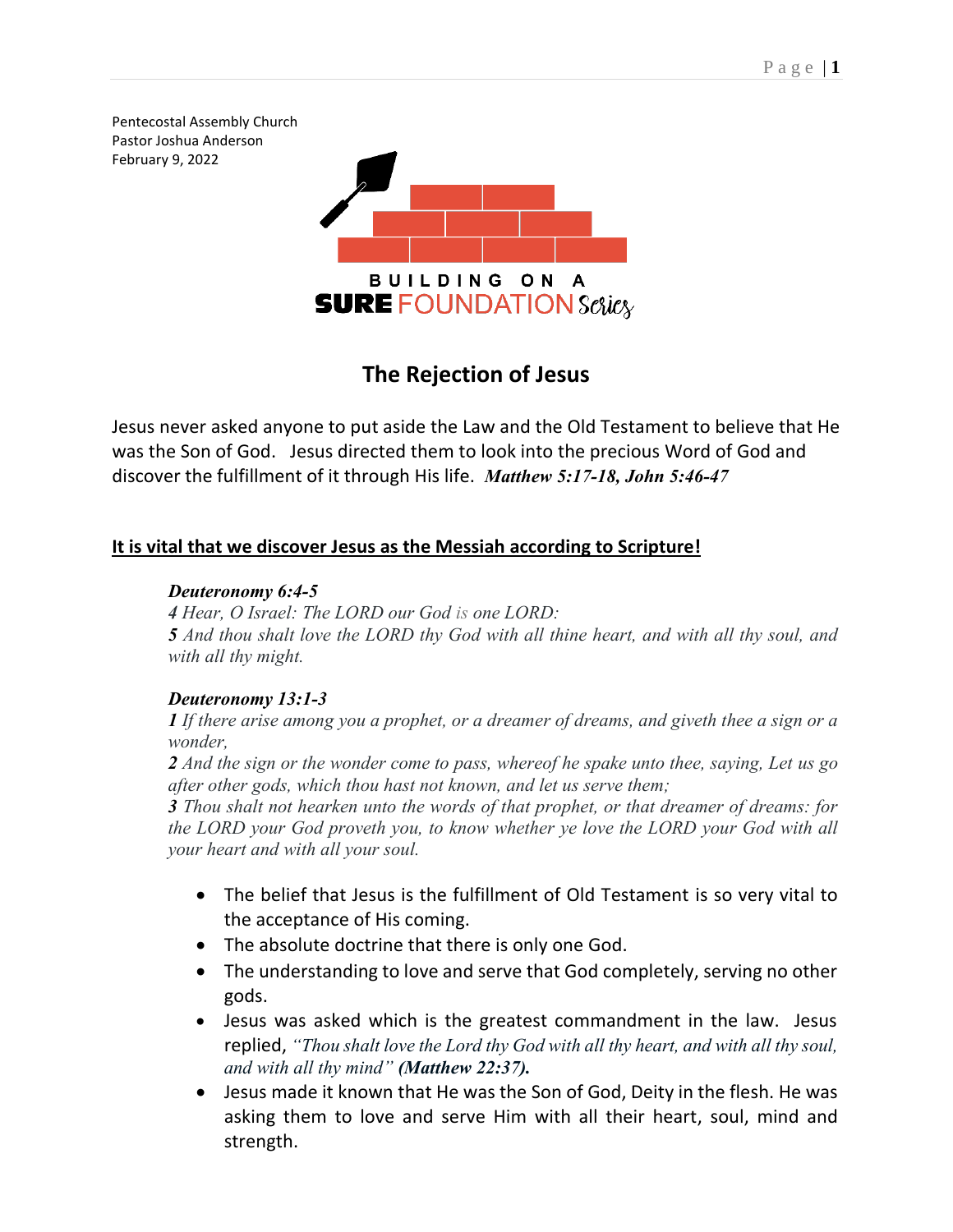Pentecostal Assembly Church
Pastor Joshua Anderson
February 9, 2022

BUILDING ON A
**SURE** FOUNDATION Series

# The Rejection of Jesus

Jesus never asked anyone to put aside the Law and the Old Testament to believe that He was the Son of God. Jesus directed them to look into the precious Word of God and discover the fulfillment of it through His life. ***Matthew 5:17-18, John 5:46-47***

**It is vital that we discover Jesus as the Messiah according to Scripture!**

> ***Deuteronomy 6:4-5***
> ***4*** *Hear, O Israel: The LORD our God is one LORD:*
> ***5*** *And thou shalt love the LORD thy God with all thine heart, and with all thy soul, and with all thy might.*
>
> ***Deuteronomy 13:1-3***
> ***1*** *If there arise among you a prophet, or a dreamer of dreams, and giveth thee a sign or a wonder,*
> ***2*** *And the sign or the wonder come to pass, whereof he spake unto thee, saying, Let us go after other gods, which thou hast not known, and let us serve them;*
> ***3*** *Thou shalt not hearken unto the words of that prophet, or that dreamer of dreams: for the LORD your God proveth you, to know whether ye love the LORD your God with all your heart and with all your soul.*

- The belief that Jesus is the fulfillment of Old Testament is so very vital to the acceptance of His coming.
- The absolute doctrine that there is only one God.
- The understanding to love and serve that God completely, serving no other gods.
- Jesus was asked which is the greatest commandment in the law. Jesus replied, *"Thou shalt love the Lord thy God with all thy heart, and with all thy soul, and with all thy mind"* ***(Matthew 22:37).***
- Jesus made it known that He was the Son of God, Deity in the flesh. He was asking them to love and serve Him with all their heart, soul, mind and strength.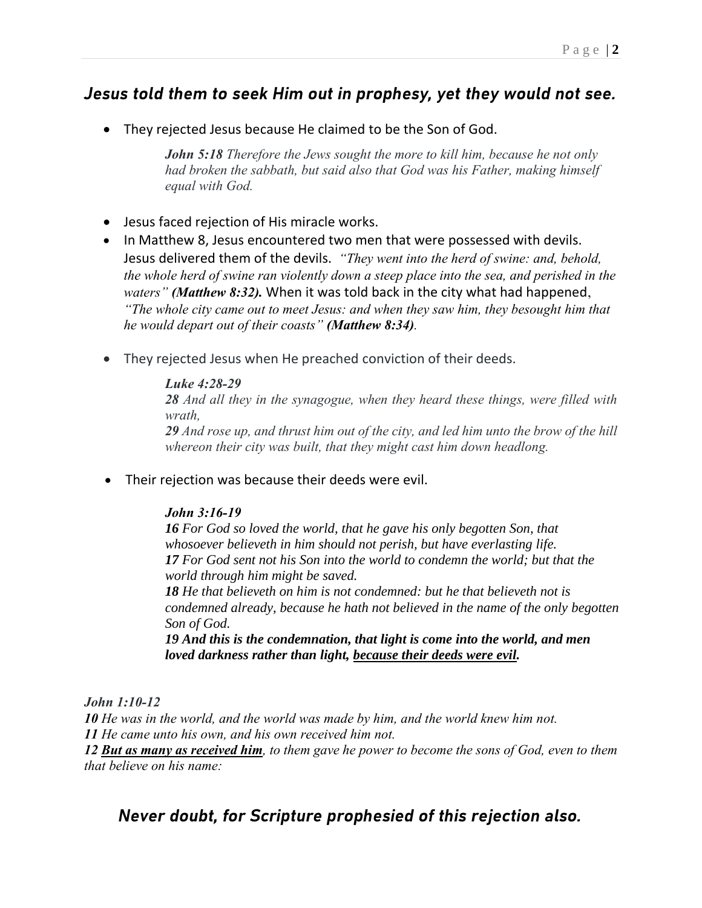## *Jesus told them to seek Him out in prophesy, yet they would not see.*

- They rejected Jesus because He claimed to be the Son of God.

  > ***John 5:18*** *Therefore the Jews sought the more to kill him, because he not only had broken the sabbath, but said also that God was his Father, making himself equal with God.*

- Jesus faced rejection of His miracle works.
- In Matthew 8, Jesus encountered two men that were possessed with devils. Jesus delivered them of the devils. *"They went into the herd of swine: and, behold, the whole herd of swine ran violently down a steep place into the sea, and perished in the waters"* ***(Matthew 8:32).*** When it was told back in the city what had happened, *"The whole city came out to meet Jesus: and when they saw him, they besought him that he would depart out of their coasts"* ***(Matthew 8:34)****.*

- They rejected Jesus when He preached conviction of their deeds.

  > ***Luke 4:28-29***
  > ***28*** *And all they in the synagogue, when they heard these things, were filled with wrath,*
  > ***29*** *And rose up, and thrust him out of the city, and led him unto the brow of the hill whereon their city was built, that they might cast him down headlong.*

- Their rejection was because their deeds were evil.

  > ***John 3:16-19***
  > ***16*** *For God so loved the world, that he gave his only begotten Son, that whosoever believeth in him should not perish, but have everlasting life.*
  > ***17*** *For God sent not his Son into the world to condemn the world; but that the world through him might be saved.*
  > ***18*** *He that believeth on him is not condemned: but he that believeth not is condemned already, because he hath not believed in the name of the only begotten Son of God.*
  > ***19 And this is the condemnation, that light is come into the world, and men loved darkness rather than light, <u>because their deeds were evil</u>.***

***John 1:10-12***
***10*** *He was in the world, and the world was made by him, and the world knew him not.*
***11*** *He came unto his own, and his own received him not.*
***12*** ***<u>But as many as received him</u>****, to them gave he power to become the sons of God, even to them that believe on his name:*

## *Never doubt, for Scripture prophesied of this rejection also.*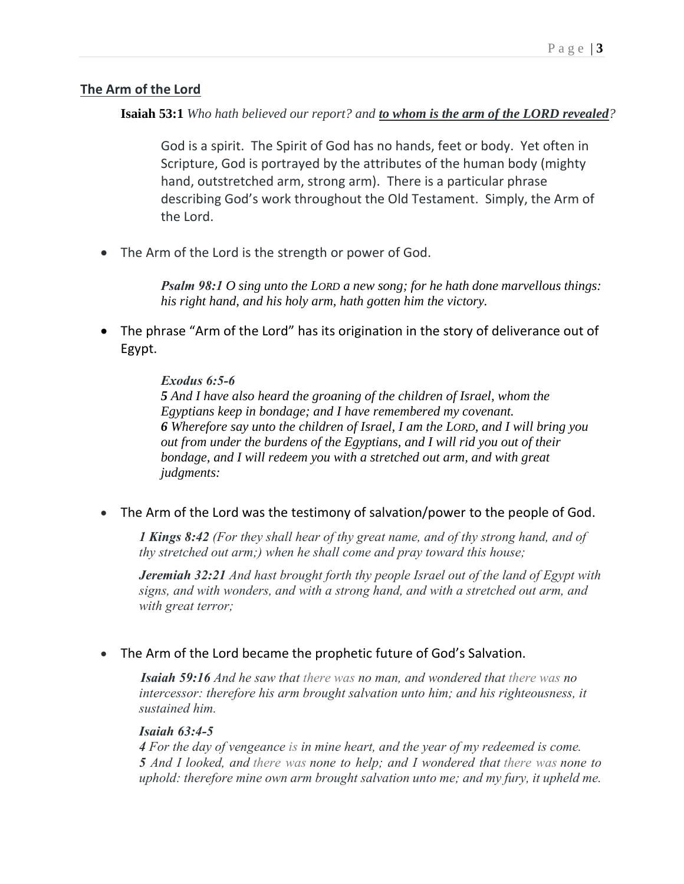## The Arm of the Lord

**Isaiah 53:1** *Who hath believed our report? and **to whom is the arm of the LORD revealed**?*

God is a spirit. The Spirit of God has no hands, feet or body. Yet often in Scripture, God is portrayed by the attributes of the human body (mighty hand, outstretched arm, strong arm). There is a particular phrase describing God's work throughout the Old Testament. Simply, the Arm of the Lord.

- The Arm of the Lord is the strength or power of God.

> ***Psalm 98:1*** *O sing unto the LORD a new song; for he hath done marvellous things: his right hand, and his holy arm, hath gotten him the victory.*

- The phrase "Arm of the Lord" has its origination in the story of deliverance out of Egypt.

> ***Exodus 6:5-6***
> ***5*** *And I have also heard the groaning of the children of Israel, whom the Egyptians keep in bondage; and I have remembered my covenant.*
> ***6*** *Wherefore say unto the children of Israel, I am the LORD, and I will bring you out from under the burdens of the Egyptians, and I will rid you out of their bondage, and I will redeem you with a stretched out arm, and with great judgments:*

- The Arm of the Lord was the testimony of salvation/power to the people of God.

> ***1 Kings 8:42*** *(For they shall hear of thy great name, and of thy strong hand, and of thy stretched out arm;) when he shall come and pray toward this house;*
>
> ***Jeremiah 32:21*** *And hast brought forth thy people Israel out of the land of Egypt with signs, and with wonders, and with a strong hand, and with a stretched out arm, and with great terror;*

- The Arm of the Lord became the prophetic future of God's Salvation.

> ***Isaiah 59:16*** *And he saw that there was no man, and wondered that there was no intercessor: therefore his arm brought salvation unto him; and his righteousness, it sustained him.*
>
> ***Isaiah 63:4-5***
> ***4*** *For the day of vengeance is in mine heart, and the year of my redeemed is come.*
> ***5*** *And I looked, and there was none to help; and I wondered that there was none to uphold: therefore mine own arm brought salvation unto me; and my fury, it upheld me.*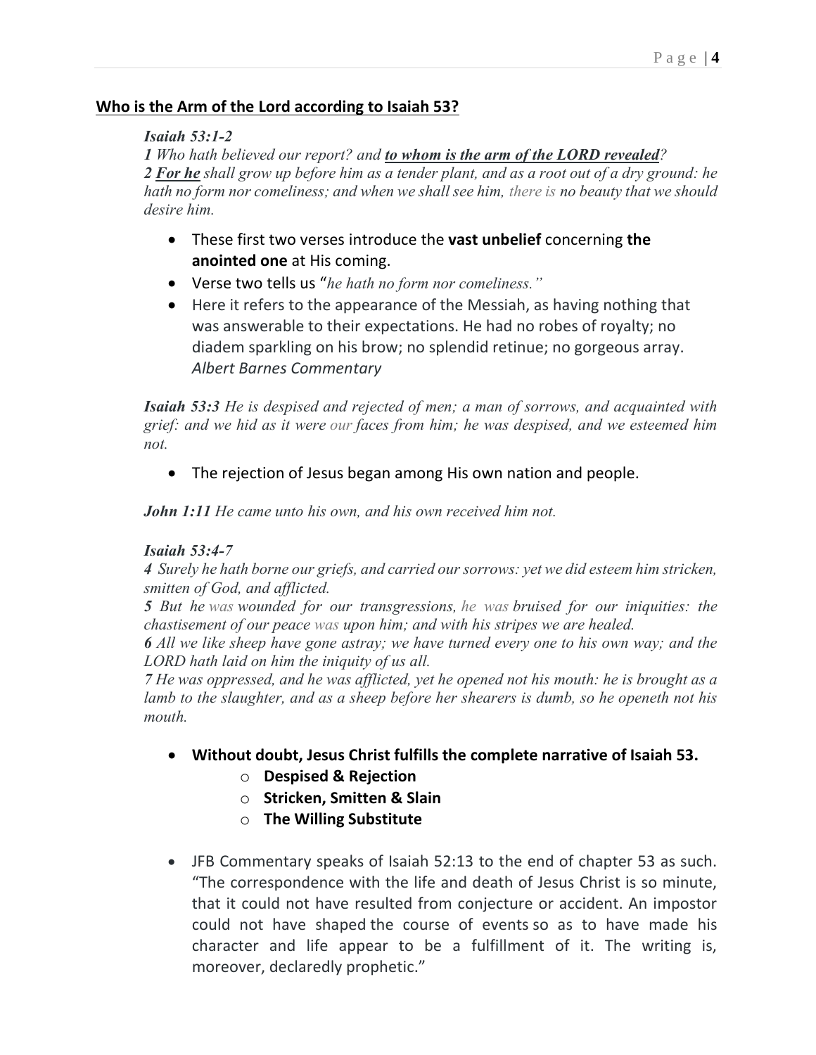**Who is the Arm of the Lord according to Isaiah 53?**

***Isaiah 53:1-2***

***1*** *Who hath believed our report? and* ***to whom is the arm of the LORD revealed****?*
***2 For he*** *shall grow up before him as a tender plant, and as a root out of a dry ground: he hath no form nor comeliness; and when we shall see him, there is no beauty that we should desire him.*

- These first two verses introduce the **vast unbelief** concerning **the anointed one** at His coming.
- Verse two tells us "*he hath no form nor comeliness."*
- Here it refers to the appearance of the Messiah, as having nothing that was answerable to their expectations. He had no robes of royalty; no diadem sparkling on his brow; no splendid retinue; no gorgeous array. *Albert Barnes Commentary*

***Isaiah 53:3*** *He is despised and rejected of men; a man of sorrows, and acquainted with grief: and we hid as it were our faces from him; he was despised, and we esteemed him not.*

- The rejection of Jesus began among His own nation and people.

***John 1:11*** *He came unto his own, and his own received him not.*

***Isaiah 53:4-7***

***4*** *Surely he hath borne our griefs, and carried our sorrows: yet we did esteem him stricken, smitten of God, and afflicted.*
***5*** *But he was wounded for our transgressions, he was bruised for our iniquities: the chastisement of our peace was upon him; and with his stripes we are healed.*
***6*** *All we like sheep have gone astray; we have turned every one to his own way; and the LORD hath laid on him the iniquity of us all.*
***7*** *He was oppressed, and he was afflicted, yet he opened not his mouth: he is brought as a lamb to the slaughter, and as a sheep before her shearers is dumb, so he openeth not his mouth.*

- **Without doubt, Jesus Christ fulfills the complete narrative of Isaiah 53.**
    - **Despised & Rejection**
    - **Stricken, Smitten & Slain**
    - **The Willing Substitute**

- JFB Commentary speaks of Isaiah 52:13 to the end of chapter 53 as such. "The correspondence with the life and death of Jesus Christ is so minute, that it could not have resulted from conjecture or accident. An impostor could not have shaped the course of events so as to have made his character and life appear to be a fulfillment of it. The writing is, moreover, declaredly prophetic."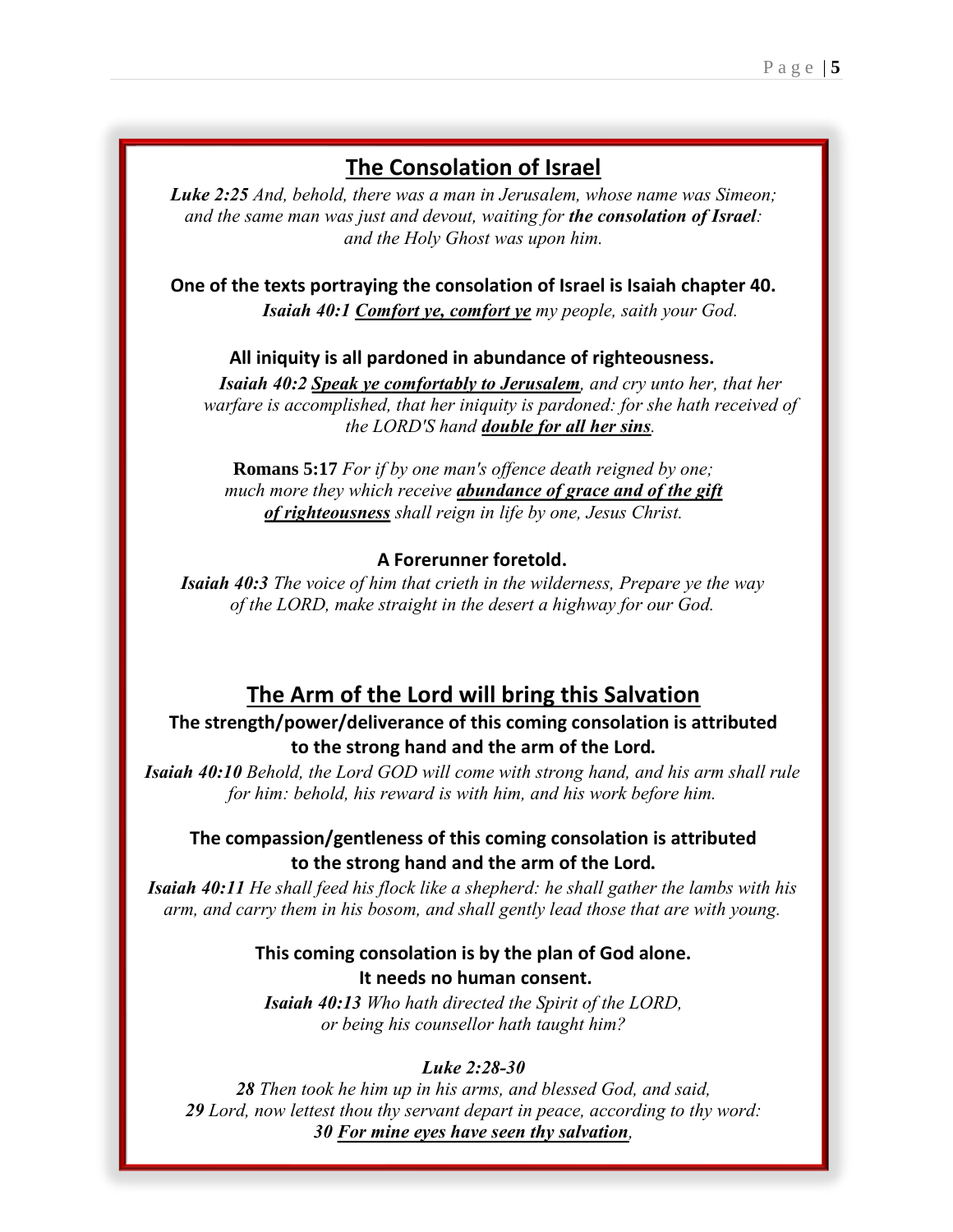## The Consolation of Israel

***Luke 2:25*** *And, behold, there was a man in Jerusalem, whose name was Simeon; and the same man was just and devout, waiting for* ***the consolation of Israel****: and the Holy Ghost was upon him.*

**One of the texts portraying the consolation of Israel is Isaiah chapter 40.**

***Isaiah 40:1*** *<u>Comfort ye, comfort ye</u> my people, saith your God.*

**All iniquity is all pardoned in abundance of righteousness.**

***Isaiah 40:2*** *<u>Speak ye comfortably to Jerusalem</u>, and cry unto her, that her warfare is accomplished, that her iniquity is pardoned: for she hath received of the LORD'S hand* ***<u>double for all her sins</u>****.*

**Romans 5:17** *For if by one man's offence death reigned by one; much more they which receive* ***<u>abundance of grace and of the gift of righteousness</u>*** *shall reign in life by one, Jesus Christ.*

**A Forerunner foretold.**

***Isaiah 40:3*** *The voice of him that crieth in the wilderness, Prepare ye the way of the LORD, make straight in the desert a highway for our God.*

## The Arm of the Lord will bring this Salvation

**The strength/power/deliverance of this coming consolation is attributed to the strong hand and the arm of the Lord.**

***Isaiah 40:10*** *Behold, the Lord GOD will come with strong hand, and his arm shall rule for him: behold, his reward is with him, and his work before him.*

**The compassion/gentleness of this coming consolation is attributed to the strong hand and the arm of the Lord.**

***Isaiah 40:11*** *He shall feed his flock like a shepherd: he shall gather the lambs with his arm, and carry them in his bosom, and shall gently lead those that are with young.*

**This coming consolation is by the plan of God alone.
It needs no human consent.**

***Isaiah 40:13*** *Who hath directed the Spirit of the LORD, or being his counsellor hath taught him?*

***Luke 2:28-30***

***28*** *Then took he him up in his arms, and blessed God, and said,*
***29*** *Lord, now lettest thou thy servant depart in peace, according to thy word:*
***30*** ***<u>For mine eyes have seen thy salvation</u>****,*